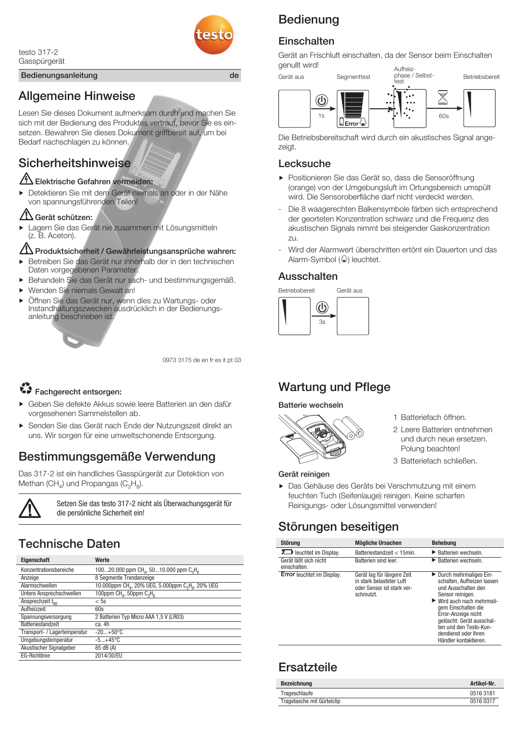testo 317-2
Gasspürgerät

Bedienungsanleitung de

# Allgemeine Hinweise

Lesen Sie dieses Dokument aufmerksam durch und machen Sie sich mit der Bedienung des Produktes vertraut, bevor Sie es einsetzen. Bewahren Sie dieses Dokument griffbereit auf, um bei Bedarf nachschlagen zu können.

# Sicherheitshinweise

### Elektrische Gefahren vermeiden:

- Detektieren Sie mit dem Gerät niemals an oder in der Nähe von spannungsführenden Teilen!

### Gerät schützen:

- Lagern Sie das Gerät nie zusammen mit Lösungsmitteln (z. B. Aceton).

### Produktsicherheit / Gewährleistungsansprüche wahren:

- Betreiben Sie das Gerät nur innerhalb der in den technischen Daten vorgegebenen Parameter.
- Behandeln Sie das Gerät nur sach- und bestimmungsgemäß.
- Wenden Sie niemals Gewalt an!
- Öffnen Sie das Gerät nur, wenn dies zu Wartungs- oder Instandhaltungszwecken ausdrücklich in der Bedienungsanleitung beschrieben ist.

0973 3175 de en fr es it pt 03

### Fachgerecht entsorgen:

- Geben Sie defekte Akkus sowie leere Batterien an den dafür vorgesehenen Sammelstellen ab.
- Senden Sie das Gerät nach Ende der Nutzungszeit direkt an uns. Wir sorgen für eine umweltschonende Entsorgung.

# Bestimmungsgemäße Verwendung

Das 317-2 ist ein handliches Gasspürgerät zur Detektion von Methan ($CH_4$) und Propangas ($C_3H_8$).

Setzen Sie das testo 317-2 nicht als Überwachungsgerät für die persönliche Sicherheit ein!

# Technische Daten

| Eigenschaft | Werte |
|---|---|
| Konzentrationsbereiche | 100...20.000 ppm $CH_4$, 50...10.000 ppm $C_3H_8$ |
| Anzeige | 8 Segmente Trendanzeige |
| Alarmschwellen | 10.000ppm $CH_4$, 20% UEG, 5.000ppm $C_3H_8$, 20% UEG |
| Untere Ansprechschwellen | 100ppm $CH_4$, 50ppm $C_3H_8$ |
| Ansprechzeit $t_{90}$ | < 5s |
| Aufheizzeit | 60s |
| Spannungsversorgung | 2 Batterien Typ Micro AAA 1,5 V (LR03) |
| Batteriestandzeit | ca. 4h |
| Transport- / Lagertemperatur | -20...+50°C |
| Umgebungstemperatur | -5...+45°C |
| Akustischer Signalgeber | 85 dB (A) |
| EG-Richtlinie | 2014/30/EU |

# Bedienung

## Einschalten

Gerät an Frischluft einschalten, da der Sensor beim Einschalten gespült wird!

Gerät aus — 1s — Segmenttest — Error — Aufheizphase / Selbsttest — 60s — Betriebsbereit

Die Betriebsbereitschaft wird durch ein akustisches Signal angezeigt.

## Lecksuche

- Positionieren Sie das Gerät so, dass die Sensoröffnung (orange) von der Umgebungsluft im Ortungsbereich umspült wird. Die Sensoroberfläche darf nicht verdeckt werden.
- Die 8 waagerechten Balkensymbole färben sich entsprechend der georteten Konzentration schwarz und die Frequenz des akustischen Signals nimmt bei steigender Gaskonzentration zu.
- Wird der Alarmwert überschritten ertönt ein Dauerton und das Alarm-Symbol (🔔) leuchtet.

## Ausschalten

Betriebsbereit — 3s — Gerät aus

# Wartung und Pflege

### Batterie wechseln

1. Batteriefach öffnen.
2. Leere Batterien entnehmen und durch neue ersetzen. Polung beachten!
3. Batteriefach schließen.

### Gerät reinigen

- Das Gehäuse des Geräts bei Verschmutzung mit einem feuchten Tuch (Seifenlauge) reinigen. Keine scharfen Reinigungs- oder Lösungsmittel verwenden!

# Störungen beseitigen

| Störung | Mögliche Ursachen | Behebung |
|---|---|---|
| Batteriesymbol leuchtet im Display. | Batteriestandzeit < 15min. | ▶ Batterien wechseln. |
| Gerät läßt sich nicht einschalten. | Batterien sind leer. | ▶ Batterien wechseln. |
| Error leuchtet im Display. | Gerät lag für längere Zeit in stark belasteter Luft oder Sensor ist stark verschmutzt. | ▶ Durch mehrmaliges Einschalten, Aufheizen lassen und Ausschalten den Sensor reinigen. ▶ Wird auch nach mehrmaligem Einschalten die Error-Anzeige nicht gelöscht: Gerät ausschalten und den Testo-Kundendienst oder Ihren Händler kontaktieren. |

# Ersatzteile

| Bezeichnung | Artikel-Nr. |
|---|---|
| Trageschlaufe | 0516 3181 |
| Tragetasche mit Gürtelclip | 0516 0317 |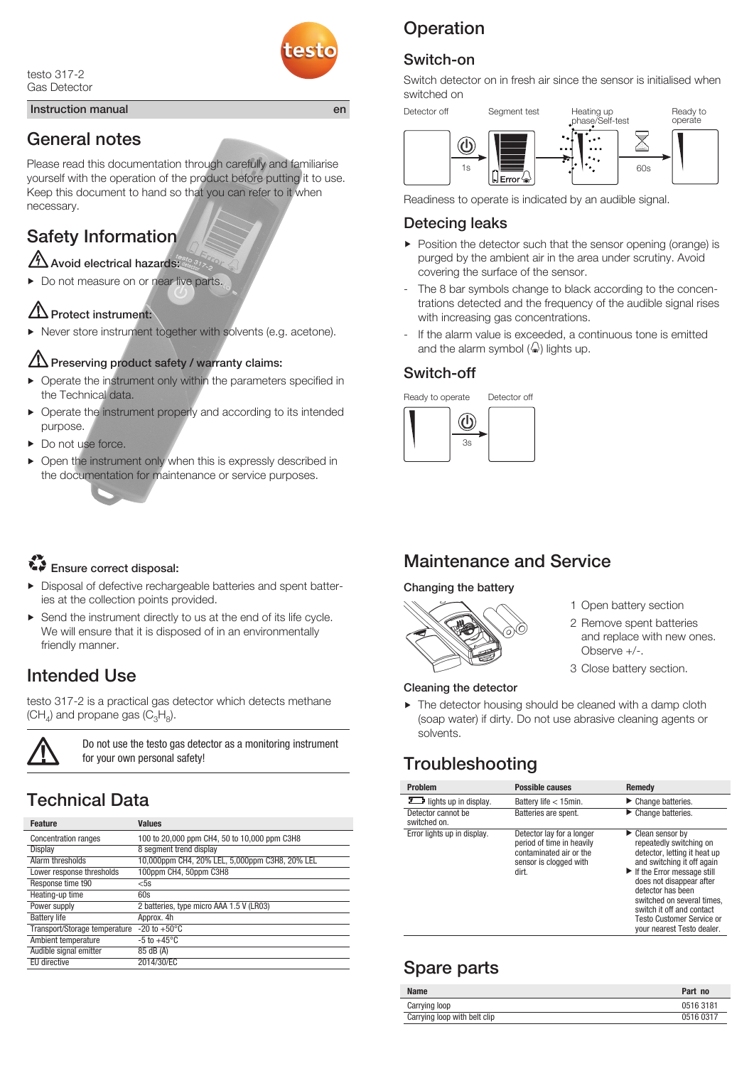testo 317-2
Gas Detector

Instruction manual en

# General notes

Please read this documentation through carefully and familiarise yourself with the operation of the product before putting it to use. Keep this document to hand so that you can refer to it when necessary.

# Safety Information

### Avoid electrical hazards:

- Do not measure on or near live parts.

### Protect instrument:

- Never store instrument together with solvents (e.g. acetone).

### Preserving product safety / warranty claims:

- Operate the instrument only within the parameters specified in the Technical data.
- Operate the instrument properly and according to its intended purpose.
- Do not use force.
- Open the instrument only when this is expressly described in the documentation for maintenance or service purposes.

### Ensure correct disposal:

- Disposal of defective rechargeable batteries and spent batteries at the collection points provided.
- Send the instrument directly to us at the end of its life cycle. We will ensure that it is disposed of in an environmentally friendly manner.

# Intended Use

testo 317-2 is a practical gas detector which detects methane ($CH_4$) and propane gas ($C_3H_8$).

Do not use the testo gas detector as a monitoring instrument for your own personal safety!

# Technical Data

| Feature | Values |
|---|---|
| Concentration ranges | 100 to 20,000 ppm CH4, 50 to 10,000 ppm C3H8 |
| Display | 8 segment trend display |
| Alarm thresholds | 10,000ppm CH4, 20% LEL, 5,000ppm C3H8, 20% LEL |
| Lower response thresholds | 100ppm CH4, 50ppm C3H8 |
| Response time t90 | <5s |
| Heating-up time | 60s |
| Power supply | 2 batteries, type micro AAA 1.5 V (LR03) |
| Battery life | Approx. 4h |
| Transport/Storage temperature | -20 to +50°C |
| Ambient temperature | -5 to +45°C |
| Audible signal emitter | 85 dB (A) |
| EU directive | 2014/30/EC |

# Operation

## Switch-on

Switch detector on in fresh air since the sensor is initialised when switched on

Detector off
Segment test
Heating up phase/Self-test
Ready to operate
1s
Error
60s

Readiness to operate is indicated by an audible signal.

## Detecing leaks

- Position the detector such that the sensor opening (orange) is purged by the ambient air in the area under scrutiny. Avoid covering the surface of the sensor.
- The 8 bar symbols change to black according to the concentrations detected and the frequency of the audible signal rises with increasing gas concentrations.
- If the alarm value is exceeded, a continuous tone is emitted and the alarm symbol (🔔) lights up.

## Switch-off

Ready to operate
Detector off
3s

# Maintenance and Service

### Changing the battery

1. Open battery section
2. Remove spent batteries and replace with new ones. Observe +/-.
3. Close battery section.

### Cleaning the detector

- The detector housing should be cleaned with a damp cloth (soap water) if dirty. Do not use abrasive cleaning agents or solvents.

# Troubleshooting

| Problem | Possible causes | Remedy |
|---|---|---|
| Battery symbol lights up in display. | Battery life < 15min. | ▶ Change batteries. |
| Detector cannot be switched on. | Batteries are spent. | ▶ Change batteries. |
| Error lights up in display. | Detector lay for a longer period of time in heavily contaminated air or the sensor is clogged with dirt. | ▶ Clean sensor by repeatedly switching on detector, letting it heat up and switching it off again ▶ If the Error message still does not disappear after detector has been switched on several times, switch it off and contact Testo Customer Service or your nearest Testo dealer. |

# Spare parts

| Name | Part no |
|---|---|
| Carrying loop | 0516 3181 |
| Carrying loop with belt clip | 0516 0317 |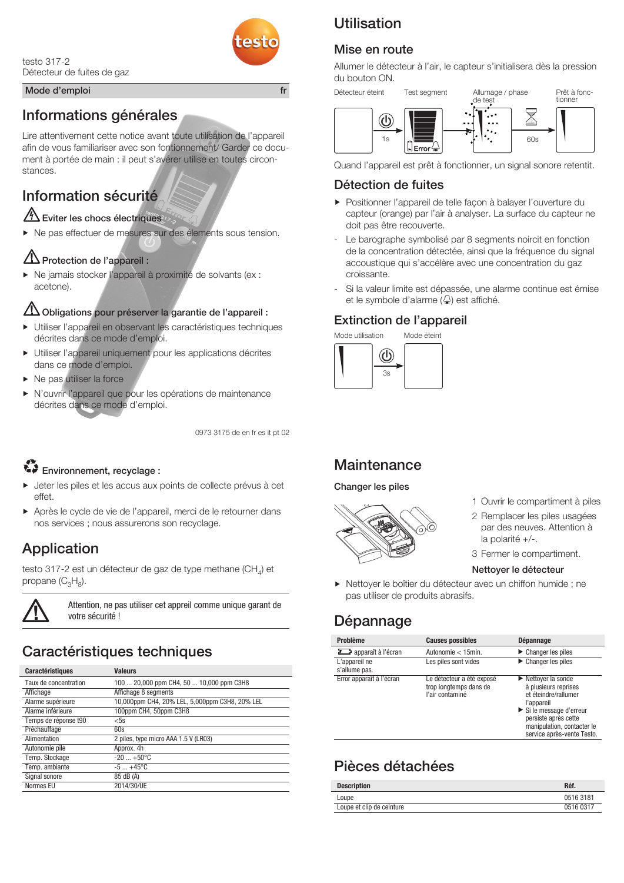testo 317-2
Détecteur de fuites de gaz

Mode d'emploi fr

# Informations générales

Lire attentivement cette notice avant toute utilisation de l'appareil afin de vous familiariser avec son fontionnement/ Garder ce document à portée de main : il peut s'avérer utile en toutes circonstances.

# Information sécurité

### Eviter les chocs électriques

- Ne pas effectuer de mesures sur des éléments sous tension.

### Protection de l'appareil :

- Ne jamais stocker l'appareil à proximité de solvants (ex : acetone).

### Obligations pour préserver la garantie de l'appareil :

- Utiliser l'appareil en observant les caractéristiques techniques décrites dans ce mode d'emploi.
- Utiliser l'appareil uniquement pour les applications décrites dans ce mode d'emploi.
- Ne pas utiliser la force
- N'ouvrir l'appareil que pour les opérations de maintenance décrites dans ce mode d'emploi.

0973 3175 de en fr es it pt 02

# Utilisation

## Mise en route

Allumer le détecteur à l'air, le capteur s'initialisera dès la pression du bouton ON.

Détecteur éteint
Test segment
Allumage / phase de test
Prêt à fonctionner
1s
Error
60s

Quand l'appareil est prêt à fonctionner, un signal sonore retentit.

## Détection de fuites

- Positionner l'appareil de telle façon à balayer l'ouverture du capteur (orange) par l'air à analyser. La surface du capteur ne doit pas être recouverte.
- Le barographe symbolisé par 8 segments noircit en fonction de la concentration détectée, ainsi que la fréquence du signal accoustique qui s'accélère avec une concentration du gaz croissante.
- Si la valeur limite est dépassée, une alarme continue est émise et le symbole d'alarme (🔔) est affiché.

## Extinction de l'appareil

Mode utilisation
Mode éteint
3s

### Environnement, recyclage :

- Jeter les piles et les accus aux points de collecte prévus à cet effet.
- Après le cycle de vie de l'appareil, merci de le retourner dans nos services ; nous assurerons son recyclage.

# Application

testo 317-2 est un détecteur de gaz de type methane ($CH_4$) et propane ($C_3H_8$).

Attention, ne pas utiliser cet appreil comme unique garant de votre sécurité !

# Caractéristiques techniques

| Caractéristiques | Valeurs |
|---|---|
| Taux de concentration | 100 ... 20,000 ppm CH4, 50 ... 10,000 ppm C3H8 |
| Affichage | Affichage 8 segments |
| Alarme supérieure | 10,000ppm CH4, 20% LEL, 5,000ppm C3H8, 20% LEL |
| Alarme inférieure | 100ppm CH4, 50ppm C3H8 |
| Temps de réponse t90 | <5s |
| Préchauffage | 60s |
| Alimentation | 2 piles, type micro AAA 1.5 V (LR03) |
| Autonomie pile | Approx. 4h |
| Temp. Stockage | -20 ... +50°C |
| Temp. ambiante | -5 ... +45°C |
| Signal sonore | 85 dB (A) |
| Normes EU | 2014/30/UE |

# Maintenance

### Changer les piles

1. Ouvrir le compartiment à piles
2. Remplacer les piles usagées par des neuves. Attention à la polarité +/-.
3. Fermer le compartiment.

### Nettoyer le détecteur

- Nettoyer le boîtier du détecteur avec un chiffon humide ; ne pas utiliser de produits abrasifs.

# Dépannage

| Problème | Causes possibles | Dépannage |
|---|---|---|
| (symbole pile) apparaît à l'écran | Autonomie < 15min. | ▶ Changer les piles |
| L'appareil ne s'allume pas. | Les piles sont vides | ▶ Changer les piles |
| Error apparaît à l'écran | Le détecteur a été exposé trop longtemps dans de l'air contaminé | ▶ Nettoyer la sonde à plusieurs reprises et éteindre/rallumer l'appareil<br>▶ Si le message d'erreur persiste après cette manipulation, contacter le service après-vente Testo. |

# Pièces détachées

| Description | Réf. |
|---|---|
| Loupe | 0516 3181 |
| Loupe et clip de ceinture | 0516 0317 |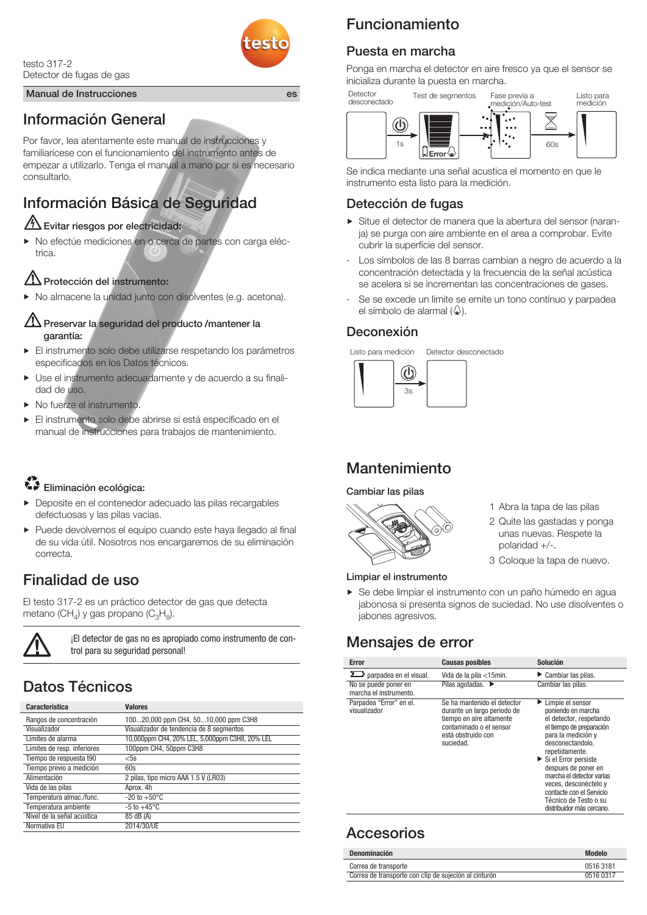testo 317-2
Detector de fugas de gas

Manual de Instrucciones es

# Información General

Por favor, lea atentamente este manual de instrucciones y familiarícese con el funcionamiento del instrumento antes de empezar a utilizarlo. Tenga el manual a mano por si es necesario consultarlo.

# Información Básica de Seguridad

### ⚠ Evitar riesgos por electricidad:

- No efectúe mediciones en o cerca de partes con carga eléctrica.

### ⚠ Protección del instrumento:

- No almacene la unidad junto con disolventes (e.g. acetona).

### ⚠ Preservar la seguridad del producto /mantener la garantía:

- El instrumento solo debe utilizarse respetando los parámetros especificados en los Datos técnicos.
- Use el instrumento adecuadamente y de acuerdo a su finalidad de uso.
- No fuerce el instrumento.
- El instrumento solo debe abrirse si está especificado en el manual de instrucciones para trabajos de mantenimiento.

### Eliminación ecológica:

- Deposite en el contenedor adecuado las pilas recargables defectuosas y las pilas vacías.
- Puede devolvernos el equipo cuando este haya llegado al final de su vida útil. Nosotros nos encargaremos de su eliminación correcta.

# Finalidad de uso

El testo 317-2 es un práctico detector de gas que detecta metano ($CH_4$) y gas propano ($C_3H_8$).

⚠ ¡El detector de gas no es apropiado como instrumento de control para su seguridad personal!

# Datos Técnicos

| Característica | Valores |
|---|---|
| Rangos de concentración | 100...20,000 ppm CH4, 50...10,000 ppm C3H8 |
| Visualizador | Visualizador de tendencia de 8 segmentos |
| Límites de alarma | 10,000ppm CH4, 20% LEL, 5,000ppm C3H8, 20% LEL |
| Límites de resp. inferiores | 100ppm CH4, 50ppm C3H8 |
| Tiempo de respuesta t90 | <5s |
| Tiempo previo a medición | 60s |
| Alimentación | 2 pilas, tipo micro AAA 1.5 V (LR03) |
| Vida de las pilas | Aprox. 4h |
| Temperatura almac./func. | -20 to +50°C |
| Temperatura ambiente | -5 to +45°C |
| Nivel de la señal acústica | 85 dB (A) |
| Normativa EU | 2014/30/UE |

# Funcionamiento

## Puesta en marcha

Ponga en marcha el detector en aire fresco ya que el sensor se inicializa durante la puesta en marcha.

Detector desconectado
Test de segmentos
Fase previa a medición/Auto-test
Listo para medición
1s
Error
60s

Se indica mediante una señal acustica el momento en que le instrumento esta listo para la medición.

## Detección de fugas

- Situe el detector de manera que la abertura del sensor (naranja) se purga con aire ambiente en el area a comprobar. Evite cubrir la superfície del sensor.
- Los símbolos de las 8 barras cambian a negro de acuerdo a la concentración detectada y la frecuencia de la señal acústica se acelera si se incrementan las concentraciones de gases.
- Se se excede un límite se emite un tono contínuo y parpadea el símbolo de alarmal (🔔).

## Deconexión

Listo para medición
Detector desconectado
3s

# Mantenimiento

### Cambiar las pilas

1. Abra la tapa de las pilas
2. Quite las gastadas y ponga unas nuevas. Respete la polaridad +/-.
3. Coloque la tapa de nuevo.

### Limpiar el instrumento

- Se debe limpiar el instrumento con un paño húmedo en agua jabonosa si presenta signos de suciedad. No use disolventes o jabones agresivos.

# Mensajes de error

| Error | Causas posibles | Solución |
|---|---|---|
| parpadea en el visual. | Vida de la pila <15min. | ▶ Cambiar las pilas. |
| No se puede poner en marcha el instrumento. | Pilas agotadas. ▶ | Cambiar las pilas. |
| Parpadea "Error" en el. visualizador | Se ha mantenido el detector durante un largo periodo de tiempo en aire altamente contaminado o el sensor está obstruido con suciedad. | ▶ Limpie el sensor poniendo en marcha el detector, respetando el tiempo de preparación para la medición y desconectandolo, repetidamente. ▶ Si el Error persiste despues de poner en marcha el detector varias veces, desconéctelo y contacte con el Servicio Técnico de Testo o su distribuidor más cercano. |

# Accesorios

| Denominación | Modelo |
|---|---|
| Correa de transporte | 0516 3181 |
| Correa de transporte con clip de sujeción al cinturón | 0516 0317 |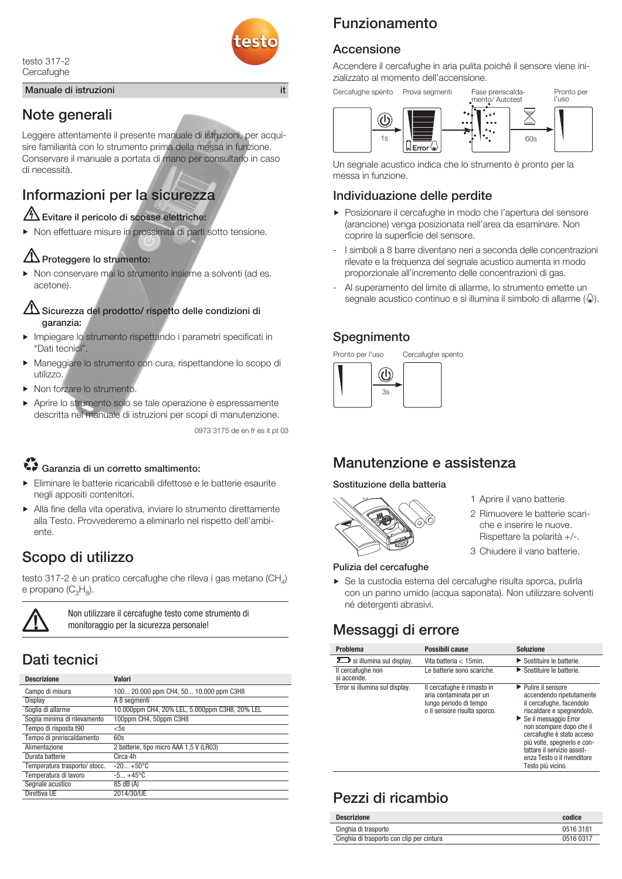testo 317-2
Cercafughe

Manuale di istruzioni it

# Note generali

Leggere attentamente il presente manuale di istruzioni, per acquisire familiarità con lo strumento prima della messa in funzione. Conservare il manuale a portata di mano per consultarlo in caso di necessità.

# Informazioni per la sicurezza

### ⚠ Evitare il pericolo di scosse elettriche:

- Non effettuare misure in prossimità di parti sotto tensione.

### ⚠ Proteggere lo strumento:

- Non conservare mai lo strumento insieme a solventi (ad es. acetone).

### ⚠ Sicurezza del prodotto/ rispetto delle condizioni di garanzia:

- Impiegare lo strumento rispettando i parametri specificati in "Dati tecnici".
- Maneggiare lo strumento con cura, rispettandone lo scopo di utilizzo.
- Non forzare lo strumento.
- Aprire lo strumento solo se tale operazione è espressamente descritta nel manuale di istruzioni per scopi di manutenzione.

0973 3175 de en fr es it pt 03

### Garanzia di un corretto smaltimento:

- Eliminare le batterie ricaricabili difettose e le batterie esaurite negli appositi contenitori.
- Alla fine della vita operativa, inviare lo strumento direttamente alla Testo. Provvederemo a eliminarlo nel rispetto dell'ambiente.

# Scopo di utilizzo

testo 317-2 è un pratico cercafughe che rileva i gas metano ($CH_4$) e propano ($C_3H_8$).

⚠ Non utilizzare il cercafughe testo come strumento di monitoraggio per la sicurezza personale!

# Dati tecnici

| Descrizione | Valori |
|---|---|
| Campo di misura | 100... 20.000 ppm CH4, 50... 10.000 ppm C3H8 |
| Display | A 8 segmenti |
| Soglia di allarme | 10.000ppm CH4, 20% LEL, 5.000ppm C3H8, 20% LEL |
| Soglia minima di rilevamento | 100ppm CH4, 50ppm C3H8 |
| Tempo di risposta t90 | <5s |
| Tempo di preriscaldamento | 60s |
| Alimentazione | 2 batterie, tipo micro AAA 1,5 V (LR03) |
| Durata batterie | Circa 4h |
| Temperatura trasporto/ stocc. | -20... +50°C |
| Temperatura di lavoro | -5... +45°C |
| Segnale acustico | 85 dB (A) |
| Direttiva UE | 2014/30/UE |

# Funzionamento

## Accensione

Accendere il cercafughe in aria pulita poiché il sensore viene inizializzato al momento dell'accensione.

Cercafughe spento
Prova segmenti
Fase preriscaldamento/ Autotest
Pronto per l'uso
1s
Error
60s

Un segnale acustico indica che lo strumento è pronto per la messa in funzione.

## Individuazione delle perdite

- Posizionare il cercafughe in modo che l'apertura del sensore (arancione) venga posizionata nell'area da esaminare. Non coprire la superficie del sensore.
- I simboli a 8 barre diventano neri a seconda delle concentrazioni rilevate e la frequenza del segnale acustico aumenta in modo proporzionale all'incremento delle concentrazioni di gas.
- Al superamento del limite di allarme, lo strumento emette un segnale acustico continuo e si illumina il simbolo di allarme (🔔).

## Spegnimento

Pronto per l'uso
Cercafughe spento
3s

# Manutenzione e assistenza

### Sostituzione della batteria

1. Aprire il vano batterie
2. Rimuovere le batterie scariche e inserire le nuove. Rispettare la polarità +/-.
3. Chiudere il vano batterie.

### Pulizia del cercafughe

- Se la custodia esterna del cercafughe risulta sporca, pulirla con un panno umido (acqua saponata). Non utilizzare solventi né detergenti abrasivi.

# Messaggi di errore

| Problema | Possibili cause | Soluzione |
|---|---|---|
| 🔋 si illumina sul display. | Vita batteria < 15min. | ▶ Sostituire le batterie. |
| Il cercafughe non si accende. | Le batterie sono scariche. | ▶ Sostituire le batterie. |
| Error si illumina sul display. | Il cercafughe è rimasto in aria contaminata per un lungo periodo di tempo o il sensore risulta sporco. | ▶ Pulire il sensore accendendo ripetutamente il cercafughe, facendolo riscaldare e spegnendolo. ▶ Se il messaggio Error non scompare dopo che il cercafughe è stato acceso più volte, spegnerlo e contattare il servizio assistenza Testo o il rivenditore Testo più vicino. |

# Pezzi di ricambio

| Descrizione | codice |
|---|---|
| Cinghia di trasporto | 0516 3181 |
| Cinghia di trasporto con clip per cintura | 0516 0317 |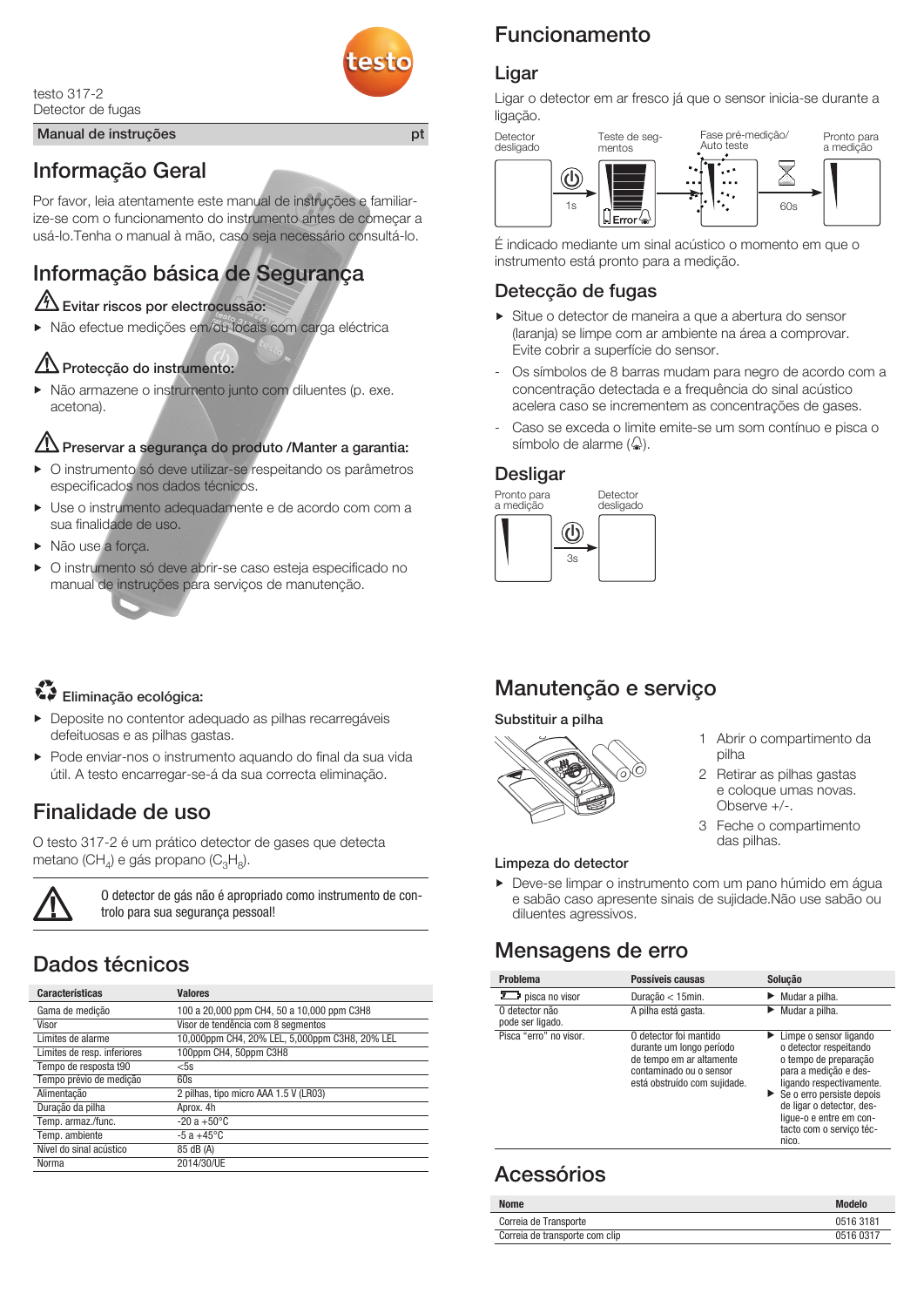testo 317-2
Detector de fugas

Manual de instruções pt

# Informação Geral

Por favor, leia atentamente este manual de instruções e familiarize-se com o funcionamento do instrumento antes de começar a usá-lo.Tenha o manual à mão, caso seja necessário consultá-lo.

# Informação básica de Segurança

**Evitar riscos por electrocussão:**

- Não efectue medições em/ou locais com carga eléctrica

**Protecção do instrumento:**

- Não armazene o instrumento junto com diluentes (p. exe. acetona).

**Preservar a segurança do produto /Manter a garantia:**

- O instrumento só deve utilizar-se respeitando os parâmetros especificados nos dados técnicos.
- Use o instrumento adequadamente e de acordo com com a sua finalidade de uso.
- Não use a força.
- O instrumento só deve abrir-se caso esteja especificado no manual de instruções para serviços de manutenção.

**Eliminação ecológica:**

- Deposite no contentor adequado as pilhas recarregáveis defeituosas e as pilhas gastas.
- Pode enviar-nos o instrumento aquando do final da sua vida útil. A testo encarregar-se-á da sua correcta eliminação.

# Finalidade de uso

O testo 317-2 é um prático detector de gases que detecta metano ($CH_4$) e gás propano ($C_3H_8$).

O detector de gás não é apropriado como instrumento de controlo para sua segurança pessoal!

# Dados técnicos

| Características | Valores |
|---|---|
| Gama de medição | 100 a 20,000 ppm CH4, 50 a 10,000 ppm C3H8 |
| Visor | Visor de tendência com 8 segmentos |
| Limites de alarme | 10,000ppm CH4, 20% LEL, 5,000ppm C3H8, 20% LEL |
| Limites de resp. inferiores | 100ppm CH4, 50ppm C3H8 |
| Tempo de resposta t90 | <5s |
| Tempo prévio de medição | 60s |
| Alimentação | 2 pilhas, tipo micro AAA 1.5 V (LR03) |
| Duração da pilha | Aprox. 4h |
| Temp. armaz./func. | -20 a +50°C |
| Temp. ambiente | -5 a +45°C |
| Nível do sinal acústico | 85 dB (A) |
| Norma | 2014/30/UE |

# Funcionamento

## Ligar

Ligar o detector em ar fresco já que o sensor inicia-se durante a ligação.

Detector desligado
1s
Teste de segmentos
Error
Fase pré-medição/ Auto teste
60s
Pronto para a medição

É indicado mediante um sinal acústico o momento em que o instrumento está pronto para a medição.

## Detecção de fugas

- Situe o detector de maneira a que a abertura do sensor (laranja) se limpe com ar ambiente na área a comprovar. Evite cobrir a superfície do sensor.
- Os símbolos de 8 barras mudam para negro de acordo com a concentração detectada e a frequência do sinal acústico acelera caso se incrementem as concentrações de gases.
- Caso se exceda o limite emite-se um som contínuo e pisca o símbolo de alarme ().

## Desligar

Pronto para a medição
3s
Detector desligado

# Manutenção e serviço

**Substituir a pilha**

1. Abrir o compartimento da pilha
2. Retirar as pilhas gastas e coloque umas novas. Observe +/-.
3. Feche o compartimento das pilhas.

**Limpeza do detector**

- Deve-se limpar o instrumento com um pano húmido em água e sabão caso apresente sinais de sujidade.Não use sabão ou diluentes agressivos.

# Mensagens de erro

| Problema | Possíveis causas | Solução |
|---|---|---|
| pisca no visor | Duração < 15min. | Mudar a pilha. |
| O detector não pode ser ligado. | A pilha está gasta. | Mudar a pilha. |
| Pisca "erro" no visor. | O detector foi mantido durante um longo período de tempo em ar altamente contaminado ou o sensor está obstruído com sujidade. | Limpe o sensor ligando o detector respeitando o tempo de preparação para a medição e desligando respectivamente. Se o erro persiste depois de ligar o detector, desligue-o e entre em contacto com o serviço técnico. |

# Acessórios

| Nome | Modelo |
|---|---|
| Correia de Transporte | 0516 3181 |
| Correia de transporte com clip | 0516 0317 |